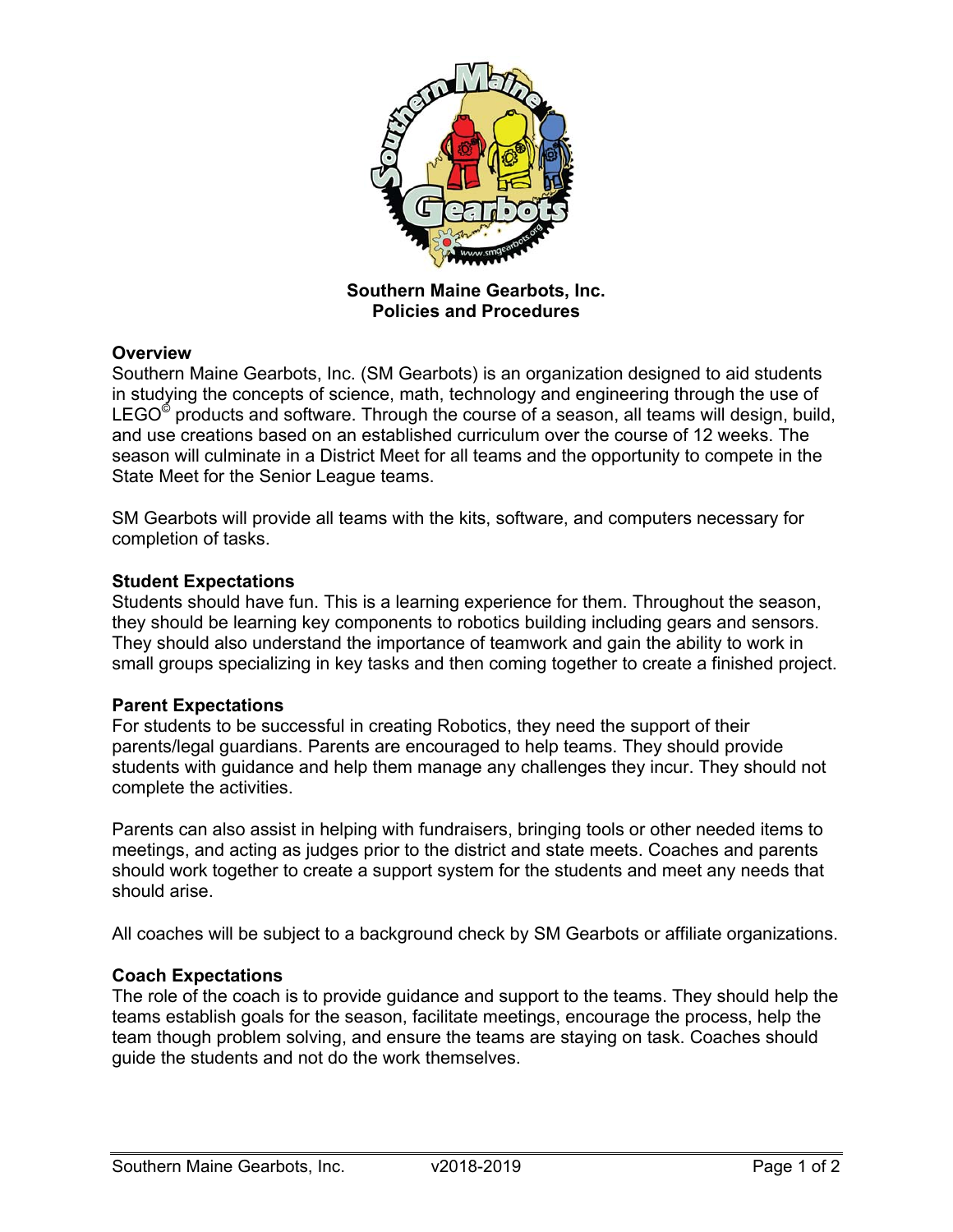**Southern Maine Gearbots, Inc.**
**Policies and Procedures**

## Overview

Southern Maine Gearbots, Inc. (SM Gearbots) is an organization designed to aid students in studying the concepts of science, math, technology and engineering through the use of LEGO© products and software. Through the course of a season, all teams will design, build, and use creations based on an established curriculum over the course of 12 weeks. The season will culminate in a District Meet for all teams and the opportunity to compete in the State Meet for the Senior League teams.

SM Gearbots will provide all teams with the kits, software, and computers necessary for completion of tasks.

## Student Expectations

Students should have fun. This is a learning experience for them. Throughout the season, they should be learning key components to robotics building including gears and sensors. They should also understand the importance of teamwork and gain the ability to work in small groups specializing in key tasks and then coming together to create a finished project.

## Parent Expectations

For students to be successful in creating Robotics, they need the support of their parents/legal guardians. Parents are encouraged to help teams. They should provide students with guidance and help them manage any challenges they incur. They should not complete the activities.

Parents can also assist in helping with fundraisers, bringing tools or other needed items to meetings, and acting as judges prior to the district and state meets. Coaches and parents should work together to create a support system for the students and meet any needs that should arise.

All coaches will be subject to a background check by SM Gearbots or affiliate organizations.

## Coach Expectations

The role of the coach is to provide guidance and support to the teams. They should help the teams establish goals for the season, facilitate meetings, encourage the process, help the team though problem solving, and ensure the teams are staying on task. Coaches should guide the students and not do the work themselves.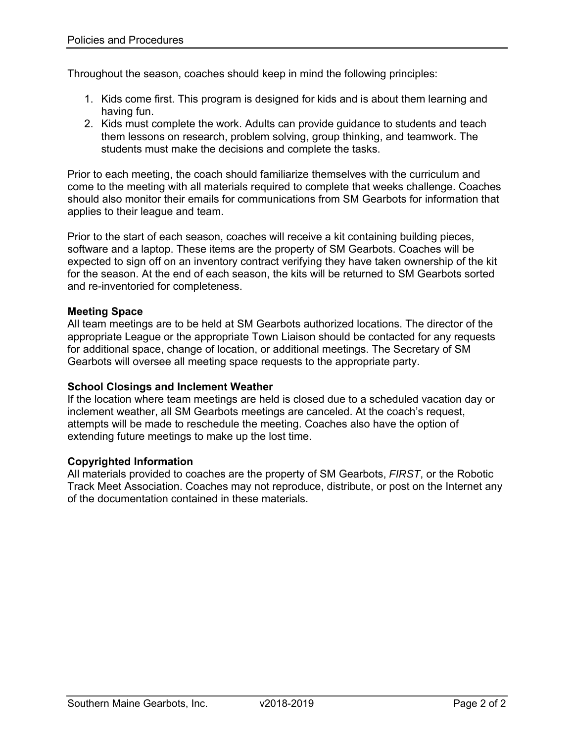Throughout the season, coaches should keep in mind the following principles:

1. Kids come first. This program is designed for kids and is about them learning and having fun.
2. Kids must complete the work. Adults can provide guidance to students and teach them lessons on research, problem solving, group thinking, and teamwork. The students must make the decisions and complete the tasks.

Prior to each meeting, the coach should familiarize themselves with the curriculum and come to the meeting with all materials required to complete that weeks challenge. Coaches should also monitor their emails for communications from SM Gearbots for information that applies to their league and team.

Prior to the start of each season, coaches will receive a kit containing building pieces, software and a laptop. These items are the property of SM Gearbots. Coaches will be expected to sign off on an inventory contract verifying they have taken ownership of the kit for the season. At the end of each season, the kits will be returned to SM Gearbots sorted and re-inventoried for completeness.

**Meeting Space**

All team meetings are to be held at SM Gearbots authorized locations. The director of the appropriate League or the appropriate Town Liaison should be contacted for any requests for additional space, change of location, or additional meetings. The Secretary of SM Gearbots will oversee all meeting space requests to the appropriate party.

**School Closings and Inclement Weather**

If the location where team meetings are held is closed due to a scheduled vacation day or inclement weather, all SM Gearbots meetings are canceled. At the coach's request, attempts will be made to reschedule the meeting. Coaches also have the option of extending future meetings to make up the lost time.

**Copyrighted Information**

All materials provided to coaches are the property of SM Gearbots, *FIRST*, or the Robotic Track Meet Association. Coaches may not reproduce, distribute, or post on the Internet any of the documentation contained in these materials.